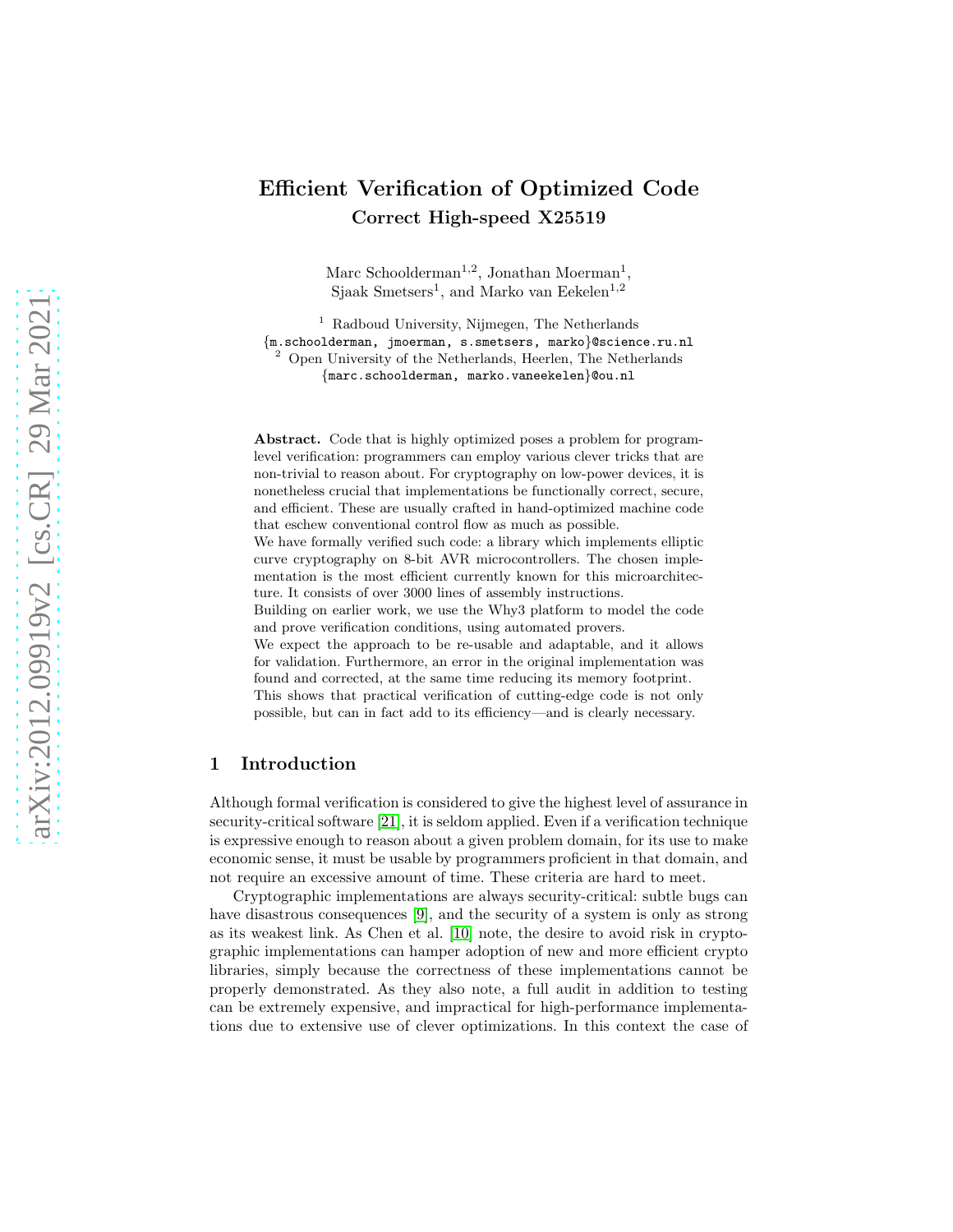# Efficient Verification of Optimized Code

## Correct High-speed X25519

Marc Schoolderman[1,2], Jonathan Moerman[1], Sjaak Smetsers[1], and Marko van Eekelen[1,2]

[1] Radboud University, Nijmegen, The Netherlands
{m.schoolderman, jmoerman, s.smetsers, marko}@science.ru.nl
[2] Open University of the Netherlands, Heerlen, The Netherlands
{marc.schoolderman, marko.vaneekelen}@ou.nl

**Abstract.** Code that is highly optimized poses a problem for program-level verification: programmers can employ various clever tricks that are non-trivial to reason about. For cryptography on low-power devices, it is nonetheless crucial that implementations be functionally correct, secure, and efficient. These are usually crafted in hand-optimized machine code that eschew conventional control flow as much as possible.
We have formally verified such code: a library which implements elliptic curve cryptography on 8-bit AVR microcontrollers. The chosen implementation is the most efficient currently known for this microarchitecture. It consists of over 3000 lines of assembly instructions.
Building on earlier work, we use the Why3 platform to model the code and prove verification conditions, using automated provers.
We expect the approach to be re-usable and adaptable, and it allows for validation. Furthermore, an error in the original implementation was found and corrected, at the same time reducing its memory footprint.
This shows that practical verification of cutting-edge code is not only possible, but can in fact add to its efficiency—and is clearly necessary.

## 1 Introduction

Although formal verification is considered to give the highest level of assurance in security-critical software [21], it is seldom applied. Even if a verification technique is expressive enough to reason about a given problem domain, for its use to make economic sense, it must be usable by programmers proficient in that domain, and not require an excessive amount of time. These criteria are hard to meet.

Cryptographic implementations are always security-critical: subtle bugs can have disastrous consequences [9], and the security of a system is only as strong as its weakest link. As Chen et al. [10] note, the desire to avoid risk in cryptographic implementations can hamper adoption of new and more efficient crypto libraries, simply because the correctness of these implementations cannot be properly demonstrated. As they also note, a full audit in addition to testing can be extremely expensive, and impractical for high-performance implementations due to extensive use of clever optimizations. In this context the case of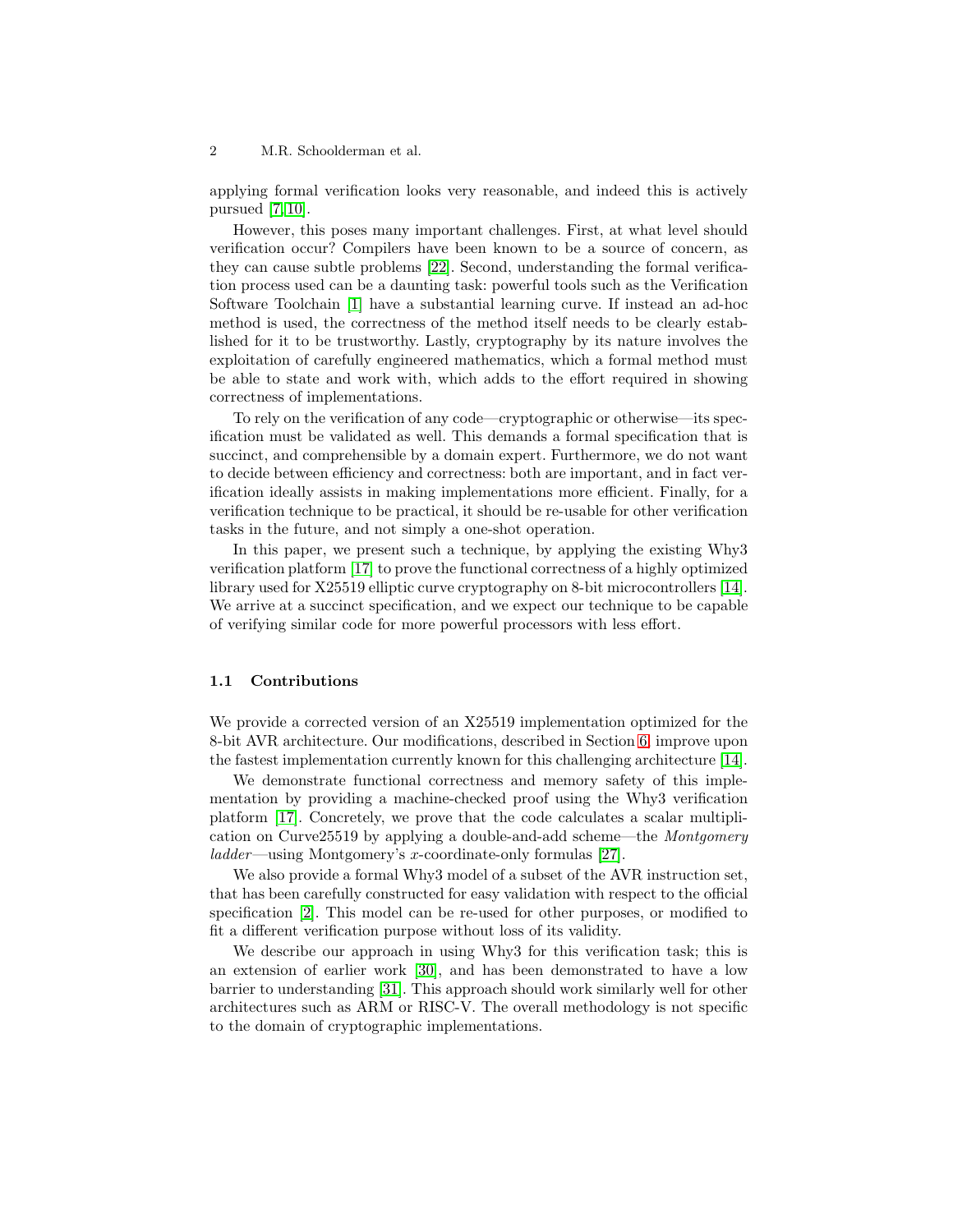applying formal verification looks very reasonable, and indeed this is actively pursued [7,10].

However, this poses many important challenges. First, at what level should verification occur? Compilers have been known to be a source of concern, as they can cause subtle problems [22]. Second, understanding the formal verification process used can be a daunting task: powerful tools such as the Verification Software Toolchain [1] have a substantial learning curve. If instead an ad-hoc method is used, the correctness of the method itself needs to be clearly established for it to be trustworthy. Lastly, cryptography by its nature involves the exploitation of carefully engineered mathematics, which a formal method must be able to state and work with, which adds to the effort required in showing correctness of implementations.

To rely on the verification of any code—cryptographic or otherwise—its specification must be validated as well. This demands a formal specification that is succinct, and comprehensible by a domain expert. Furthermore, we do not want to decide between efficiency and correctness: both are important, and in fact verification ideally assists in making implementations more efficient. Finally, for a verification technique to be practical, it should be re-usable for other verification tasks in the future, and not simply a one-shot operation.

In this paper, we present such a technique, by applying the existing Why3 verification platform [17] to prove the functional correctness of a highly optimized library used for X25519 elliptic curve cryptography on 8-bit microcontrollers [14]. We arrive at a succinct specification, and we expect our technique to be capable of verifying similar code for more powerful processors with less effort.

### 1.1 Contributions

We provide a corrected version of an X25519 implementation optimized for the 8-bit AVR architecture. Our modifications, described in Section 6, improve upon the fastest implementation currently known for this challenging architecture [14].

We demonstrate functional correctness and memory safety of this implementation by providing a machine-checked proof using the Why3 verification platform [17]. Concretely, we prove that the code calculates a scalar multiplication on Curve25519 by applying a double-and-add scheme—the *Montgomery ladder*—using Montgomery's $x$-coordinate-only formulas [27].

We also provide a formal Why3 model of a subset of the AVR instruction set, that has been carefully constructed for easy validation with respect to the official specification [2]. This model can be re-used for other purposes, or modified to fit a different verification purpose without loss of its validity.

We describe our approach in using Why3 for this verification task; this is an extension of earlier work [30], and has been demonstrated to have a low barrier to understanding [31]. This approach should work similarly well for other architectures such as ARM or RISC-V. The overall methodology is not specific to the domain of cryptographic implementations.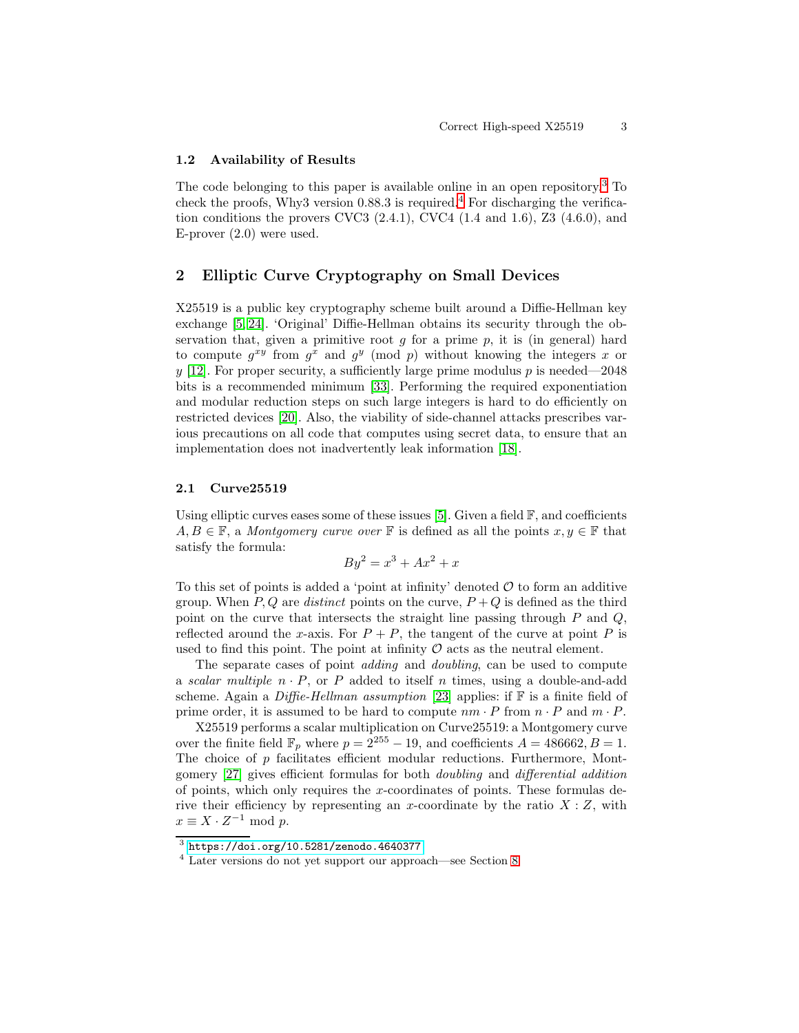### 1.2 Availability of Results

The code belonging to this paper is available online in an open repository.[3] To check the proofs, Why3 version 0.88.3 is required.[4] For discharging the verification conditions the provers CVC3 (2.4.1), CVC4 (1.4 and 1.6), Z3 (4.6.0), and E-prover (2.0) were used.

## 2 Elliptic Curve Cryptography on Small Devices

X25519 is a public key cryptography scheme built around a Diffie-Hellman key exchange [5,24]. 'Original' Diffie-Hellman obtains its security through the observation that, given a primitive root $g$ for a prime $p$, it is (in general) hard to compute $g^{xy}$ from $g^x$ and $g^y \pmod{p}$ without knowing the integers $x$ or $y$ [12]. For proper security, a sufficiently large prime modulus $p$ is needed—2048 bits is a recommended minimum [33]. Performing the required exponentiation and modular reduction steps on such large integers is hard to do efficiently on restricted devices [20]. Also, the viability of side-channel attacks prescribes various precautions on all code that computes using secret data, to ensure that an implementation does not inadvertently leak information [18].

### 2.1 Curve25519

Using elliptic curves eases some of these issues [5]. Given a field $\mathbb{F}$, and coefficients $A, B \in \mathbb{F}$, a *Montgomery curve over* $\mathbb{F}$ is defined as all the points $x, y \in \mathbb{F}$ that satisfy the formula:

$$By^2 = x^3 + Ax^2 + x$$

To this set of points is added a 'point at infinity' denoted $\mathcal{O}$ to form an additive group. When $P, Q$ are *distinct* points on the curve, $P + Q$ is defined as the third point on the curve that intersects the straight line passing through $P$ and $Q$, reflected around the $x$-axis. For $P + P$, the tangent of the curve at point $P$ is used to find this point. The point at infinity $\mathcal{O}$ acts as the neutral element.

The separate cases of point *adding* and *doubling*, can be used to compute a *scalar multiple* $n \cdot P$, or $P$ added to itself $n$ times, using a double-and-add scheme. Again a *Diffie-Hellman assumption* [23] applies: if $\mathbb{F}$ is a finite field of prime order, it is assumed to be hard to compute $nm \cdot P$ from $n \cdot P$ and $m \cdot P$.

X25519 performs a scalar multiplication on Curve25519: a Montgomery curve over the finite field $\mathbb{F}_p$ where $p = 2^{255} - 19$, and coefficients $A = 486662, B = 1$. The choice of $p$ facilitates efficient modular reductions. Furthermore, Montgomery [27] gives efficient formulas for both *doubling* and *differential addition* of points, which only requires the $x$-coordinates of points. These formulas derive their efficiency by representing an $x$-coordinate by the ratio $X : Z$, with $x \equiv X \cdot Z^{-1} \bmod p$.

---

[3] https://doi.org/10.5281/zenodo.4640377

[4] Later versions do not yet support our approach—see Section 8.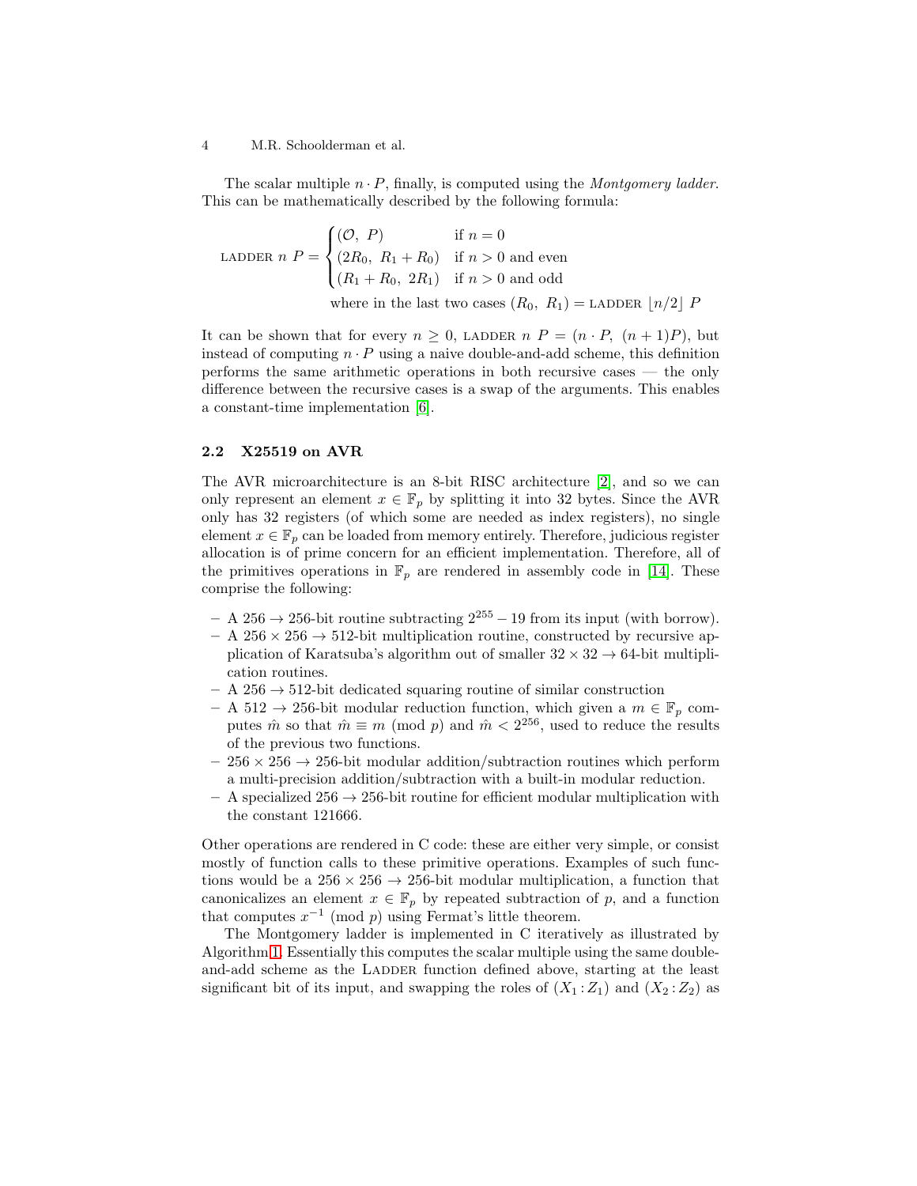The scalar multiple $n \cdot P$, finally, is computed using the *Montgomery ladder*. This can be mathematically described by the following formula:

$$\textsc{ladder}\ n\ P = \begin{cases} (\mathcal{O},\ P) & \text{if } n = 0 \\ (2R_0,\ R_1 + R_0) & \text{if } n > 0 \text{ and even} \\ (R_1 + R_0,\ 2R_1) & \text{if } n > 0 \text{ and odd} \end{cases}$$
$$\text{where in the last two cases } (R_0,\ R_1) = \textsc{ladder}\ \lfloor n/2 \rfloor\ P$$

It can be shown that for every $n \geq 0$, $\textsc{ladder}\ n\ P = (n \cdot P,\ (n+1)P)$, but instead of computing $n \cdot P$ using a naive double-and-add scheme, this definition performs the same arithmetic operations in both recursive cases — the only difference between the recursive cases is a swap of the arguments. This enables a constant-time implementation [6].

### 2.2 X25519 on AVR

The AVR microarchitecture is an 8-bit RISC architecture [2], and so we can only represent an element $x \in \mathbb{F}_p$ by splitting it into 32 bytes. Since the AVR only has 32 registers (of which some are needed as index registers), no single element $x \in \mathbb{F}_p$ can be loaded from memory entirely. Therefore, judicious register allocation is of prime concern for an efficient implementation. Therefore, all of the primitives operations in $\mathbb{F}_p$ are rendered in assembly code in [14]. These comprise the following:

- A $256 \rightarrow 256$-bit routine subtracting $2^{255} - 19$ from its input (with borrow).
- A $256 \times 256 \rightarrow 512$-bit multiplication routine, constructed by recursive application of Karatsuba's algorithm out of smaller $32 \times 32 \rightarrow 64$-bit multiplication routines.
- A $256 \rightarrow 512$-bit dedicated squaring routine of similar construction
- A $512 \rightarrow 256$-bit modular reduction function, which given a $m \in \mathbb{F}_p$ computes $\hat{m}$ so that $\hat{m} \equiv m \pmod{p}$ and $\hat{m} < 2^{256}$, used to reduce the results of the previous two functions.
- $256 \times 256 \rightarrow 256$-bit modular addition/subtraction routines which perform a multi-precision addition/subtraction with a built-in modular reduction.
- A specialized $256 \rightarrow 256$-bit routine for efficient modular multiplication with the constant 121666.

Other operations are rendered in C code: these are either very simple, or consist mostly of function calls to these primitive operations. Examples of such functions would be a $256 \times 256 \rightarrow 256$-bit modular multiplication, a function that canonicalizes an element $x \in \mathbb{F}_p$ by repeated subtraction of $p$, and a function that computes $x^{-1} \pmod{p}$ using Fermat's little theorem.

The Montgomery ladder is implemented in C iteratively as illustrated by Algorithm 1. Essentially this computes the scalar multiple using the same double-and-add scheme as the Ladder function defined above, starting at the least significant bit of its input, and swapping the roles of $(X_1 : Z_1)$ and $(X_2 : Z_2)$ as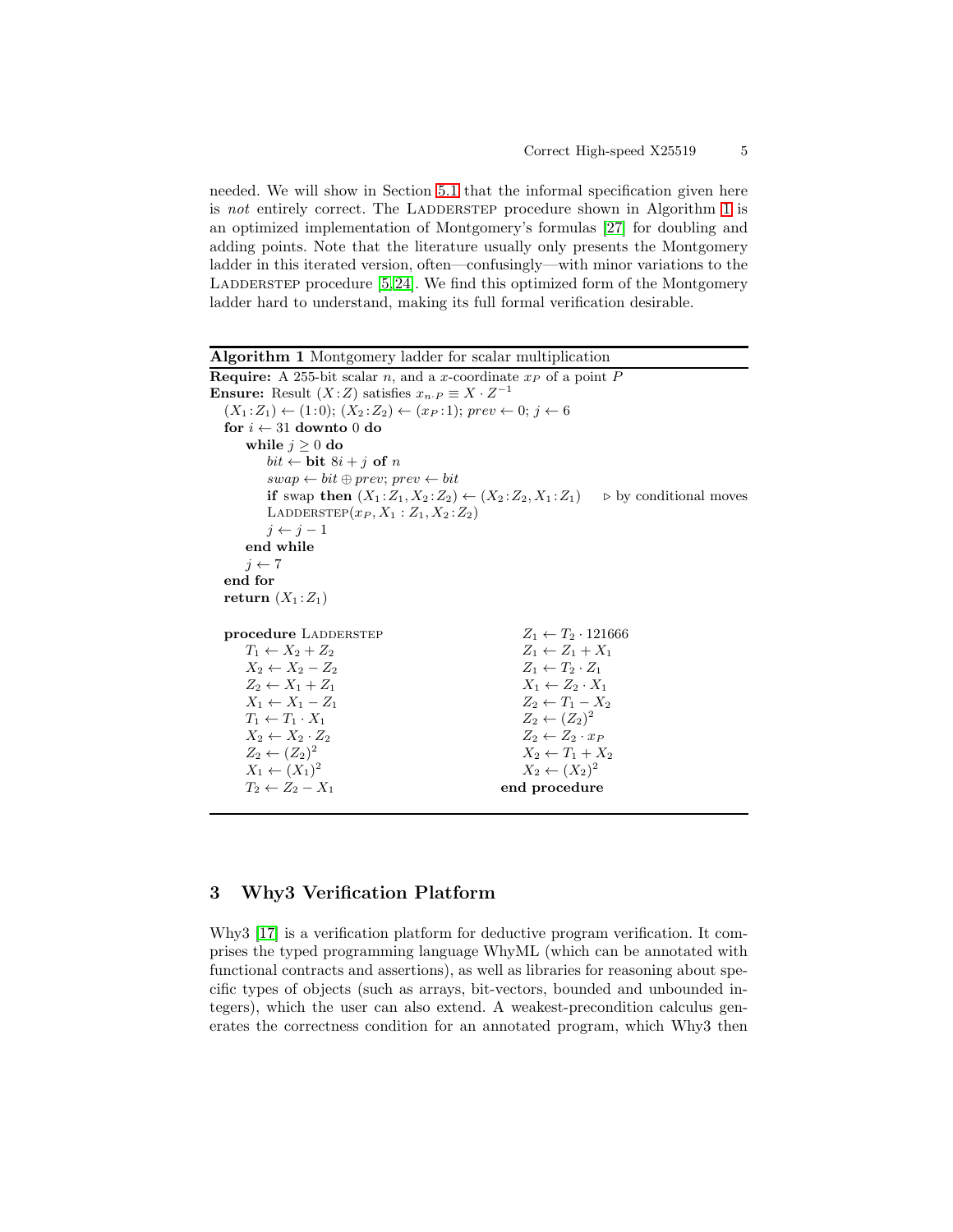needed. We will show in Section 5.1 that the informal specification given here is *not* entirely correct. The LADDERSTEP procedure shown in Algorithm 1 is an optimized implementation of Montgomery's formulas [27] for doubling and adding points. Note that the literature usually only presents the Montgomery ladder in this iterated version, often—confusingly—with minor variations to the LADDERSTEP procedure [5,24]. We find this optimized form of the Montgomery ladder hard to understand, making its full formal verification desirable.

**Algorithm 1** Montgomery ladder for scalar multiplication

```
Require: A 255-bit scalar n, and a x-coordinate x_P of a point P
Ensure: Result (X:Z) satisfies x_{n·P} ≡ X · Z^{-1}
  (X1:Z1) ← (1:0); (X2:Z2) ← (x_P:1); prev ← 0; j ← 6
  for i ← 31 downto 0 do
      while j ≥ 0 do
          bit ← bit 8i + j of n
          swap ← bit ⊕ prev; prev ← bit
          if swap then (X1:Z1, X2:Z2) ← (X2:Z2, X1:Z1)    ▷ by conditional moves
          LADDERSTEP(x_P, X1:Z1, X2:Z2)
          j ← j − 1
      end while
      j ← 7
  end for
  return (X1:Z1)

procedure LADDERSTEP
    T1 ← X2 + Z2
    X2 ← X2 − Z2
    Z2 ← X1 + Z1
    X1 ← X1 − Z1
    T1 ← T1 · X1
    X2 ← X2 · Z2
    Z2 ← (Z2)^2
    X1 ← (X1)^2
    T2 ← Z2 − X1
    Z1 ← T2 · 121666
    Z1 ← Z1 + X1
    Z1 ← T2 · Z1
    X1 ← Z2 · X1
    Z2 ← T1 − X2
    Z2 ← (Z2)^2
    Z2 ← Z2 · x_P
    X2 ← T1 + X2
    X2 ← (X2)^2
end procedure
```

## 3 Why3 Verification Platform

Why3 [17] is a verification platform for deductive program verification. It comprises the typed programming language WhyML (which can be annotated with functional contracts and assertions), as well as libraries for reasoning about specific types of objects (such as arrays, bit-vectors, bounded and unbounded integers), which the user can also extend. A weakest-precondition calculus generates the correctness condition for an annotated program, which Why3 then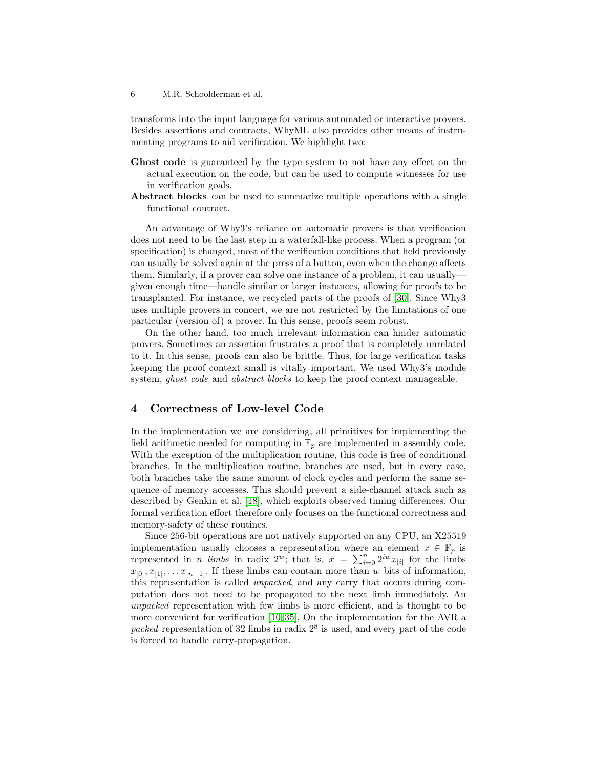transforms into the input language for various automated or interactive provers. Besides assertions and contracts, WhyML also provides other means of instrumenting programs to aid verification. We highlight two:

**Ghost code** is guaranteed by the type system to not have any effect on the actual execution on the code, but can be used to compute witnesses for use in verification goals.

**Abstract blocks** can be used to summarize multiple operations with a single functional contract.

An advantage of Why3's reliance on automatic provers is that verification does not need to be the last step in a waterfall-like process. When a program (or specification) is changed, most of the verification conditions that held previously can usually be solved again at the press of a button, even when the change affects them. Similarly, if a prover can solve one instance of a problem, it can usually—given enough time—handle similar or larger instances, allowing for proofs to be transplanted. For instance, we recycled parts of the proofs of [30]. Since Why3 uses multiple provers in concert, we are not restricted by the limitations of one particular (version of) a prover. In this sense, proofs seem robust.

On the other hand, too much irrelevant information can hinder automatic provers. Sometimes an assertion frustrates a proof that is completely unrelated to it. In this sense, proofs can also be brittle. Thus, for large verification tasks keeping the proof context small is vitally important. We used Why3's module system, *ghost code* and *abstract blocks* to keep the proof context manageable.

## 4 Correctness of Low-level Code

In the implementation we are considering, all primitives for implementing the field arithmetic needed for computing in $\mathbb{F}_p$ are implemented in assembly code. With the exception of the multiplication routine, this code is free of conditional branches. In the multiplication routine, branches are used, but in every case, both branches take the same amount of clock cycles and perform the same sequence of memory accesses. This should prevent a side-channel attack such as described by Genkin et al. [18], which exploits observed timing differences. Our formal verification effort therefore only focuses on the functional correctness and memory-safety of these routines.

Since 256-bit operations are not natively supported on any CPU, an X25519 implementation usually chooses a representation where an element $x \in \mathbb{F}_p$ is represented in $n$ *limbs* in radix $2^w$; that is, $x = \sum_{i=0}^{n} 2^{iw} x_{[i]}$ for the limbs $x_{[0]}, x_{[1]}, \ldots x_{[n-1]}$. If these limbs can contain more than $w$ bits of information, this representation is called *unpacked*, and any carry that occurs during computation does not need to be propagated to the next limb immediately. An *unpacked* representation with few limbs is more efficient, and is thought to be more convenient for verification [10,35]. On the implementation for the AVR a *packed* representation of 32 limbs in radix $2^8$ is used, and every part of the code is forced to handle carry-propagation.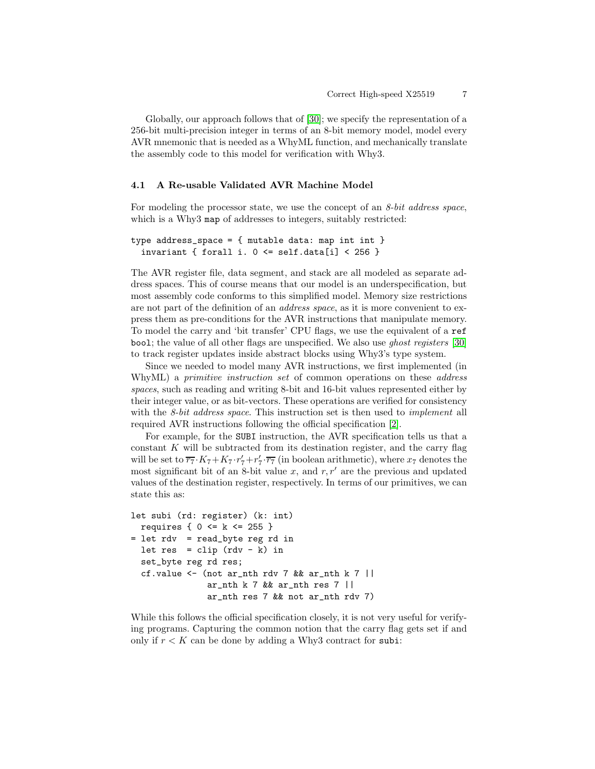Globally, our approach follows that of [30]; we specify the representation of a 256-bit multi-precision integer in terms of an 8-bit memory model, model every AVR mnemonic that is needed as a WhyML function, and mechanically translate the assembly code to this model for verification with Why3.

### 4.1 A Re-usable Validated AVR Machine Model

For modeling the processor state, we use the concept of an *8-bit address space*, which is a Why3 `map` of addresses to integers, suitably restricted:

```
type address_space = { mutable data: map int int }
  invariant { forall i. 0 <= self.data[i] < 256 }
```

The AVR register file, data segment, and stack are all modeled as separate address spaces. This of course means that our model is an underspecification, but most assembly code conforms to this simplified model. Memory size restrictions are not part of the definition of an *address space*, as it is more convenient to express them as pre-conditions for the AVR instructions that manipulate memory. To model the carry and 'bit transfer' CPU flags, we use the equivalent of a `ref bool`; the value of all other flags are unspecified. We also use *ghost registers* [30] to track register updates inside abstract blocks using Why3's type system.

Since we needed to model many AVR instructions, we first implemented (in WhyML) a *primitive instruction set* of common operations on these *address spaces*, such as reading and writing 8-bit and 16-bit values represented either by their integer value, or as bit-vectors. These operations are verified for consistency with the *8-bit address space*. This instruction set is then used to *implement* all required AVR instructions following the official specification [2].

For example, for the `SUBI` instruction, the AVR specification tells us that a constant $K$ will be subtracted from its destination register, and the carry flag will be set to $\overline{r_7} \cdot K_7 + K_7 \cdot r'_7 + r'_7 \cdot \overline{r_7}$ (in boolean arithmetic), where $x_7$ denotes the most significant bit of an 8-bit value $x$, and $r, r'$ are the previous and updated values of the destination register, respectively. In terms of our primitives, we can state this as:

```
let subi (rd: register) (k: int)
  requires { 0 <= k <= 255 }
= let rdv  = read_byte reg rd in
  let res  = clip (rdv - k) in
  set_byte reg rd res;
  cf.value <- (not ar_nth rdv 7 && ar_nth k 7 ||
               ar_nth k 7 && ar_nth res 7 ||
               ar_nth res 7 && not ar_nth rdv 7)
```

While this follows the official specification closely, it is not very useful for verifying programs. Capturing the common notion that the carry flag gets set if and only if $r < K$ can be done by adding a Why3 contract for `subi`: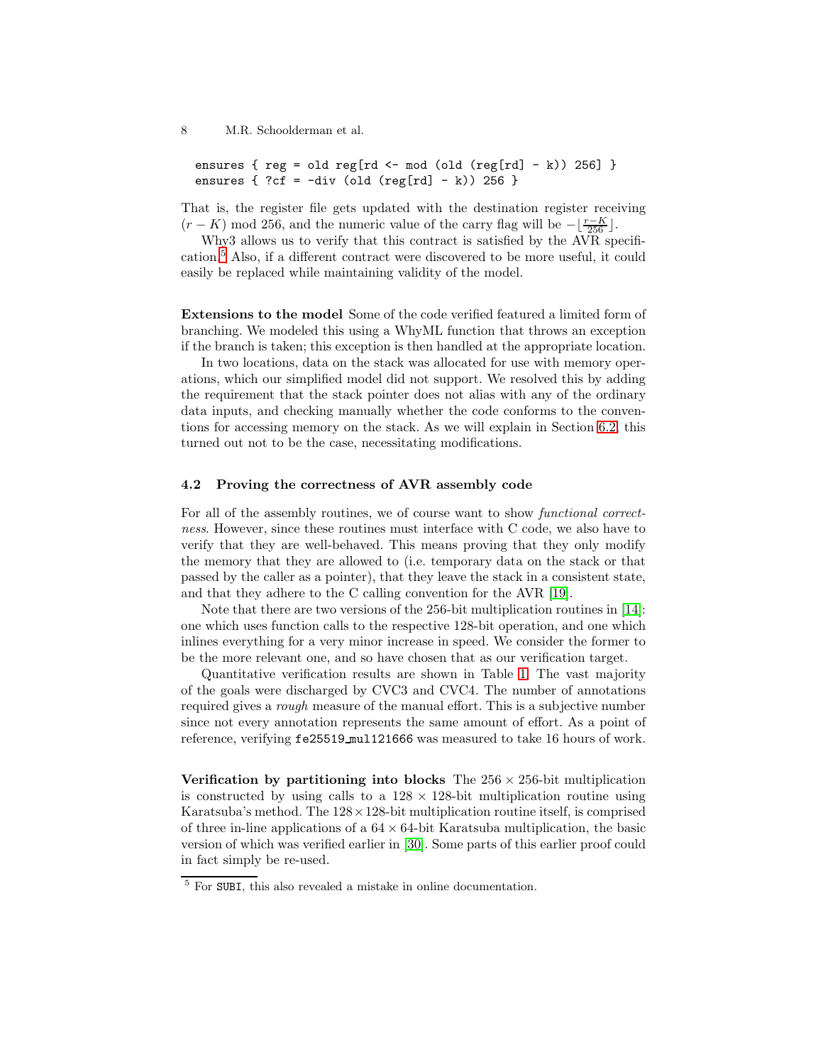```
ensures { reg = old reg[rd <- mod (old (reg[rd] - k)) 256] }
ensures { ?cf = -div (old (reg[rd] - k)) 256 }
```

That is, the register file gets updated with the destination register receiving $(r - K) \bmod 256$, and the numeric value of the carry flag will be $-\lfloor \frac{r-K}{256} \rfloor$.

Why3 allows us to verify that this contract is satisfied by the AVR specification.[5] Also, if a different contract were discovered to be more useful, it could easily be replaced while maintaining validity of the model.

**Extensions to the model** Some of the code verified featured a limited form of branching. We modeled this using a WhyML function that throws an exception if the branch is taken; this exception is then handled at the appropriate location.

In two locations, data on the stack was allocated for use with memory operations, which our simplified model did not support. We resolved this by adding the requirement that the stack pointer does not alias with any of the ordinary data inputs, and checking manually whether the code conforms to the conventions for accessing memory on the stack. As we will explain in Section 6.2, this turned out not to be the case, necessitating modifications.

### 4.2 Proving the correctness of AVR assembly code

For all of the assembly routines, we of course want to show *functional correctness*. However, since these routines must interface with C code, we also have to verify that they are well-behaved. This means proving that they only modify the memory that they are allowed to (i.e. temporary data on the stack or that passed by the caller as a pointer), that they leave the stack in a consistent state, and that they adhere to the C calling convention for the AVR [19].

Note that there are two versions of the 256-bit multiplication routines in [14]: one which uses function calls to the respective 128-bit operation, and one which inlines everything for a very minor increase in speed. We consider the former to be the more relevant one, and so have chosen that as our verification target.

Quantitative verification results are shown in Table 1. The vast majority of the goals were discharged by CVC3 and CVC4. The number of annotations required gives a *rough* measure of the manual effort. This is a subjective number since not every annotation represents the same amount of effort. As a point of reference, verifying `fe25519_mul121666` was measured to take 16 hours of work.

**Verification by partitioning into blocks** The $256 \times 256$-bit multiplication is constructed by using calls to a $128 \times 128$-bit multiplication routine using Karatsuba's method. The $128 \times 128$-bit multiplication routine itself, is comprised of three in-line applications of a $64 \times 64$-bit Karatsuba multiplication, the basic version of which was verified earlier in [30]. Some parts of this earlier proof could in fact simply be re-used.

[5] For `SUBI`, this also revealed a mistake in online documentation.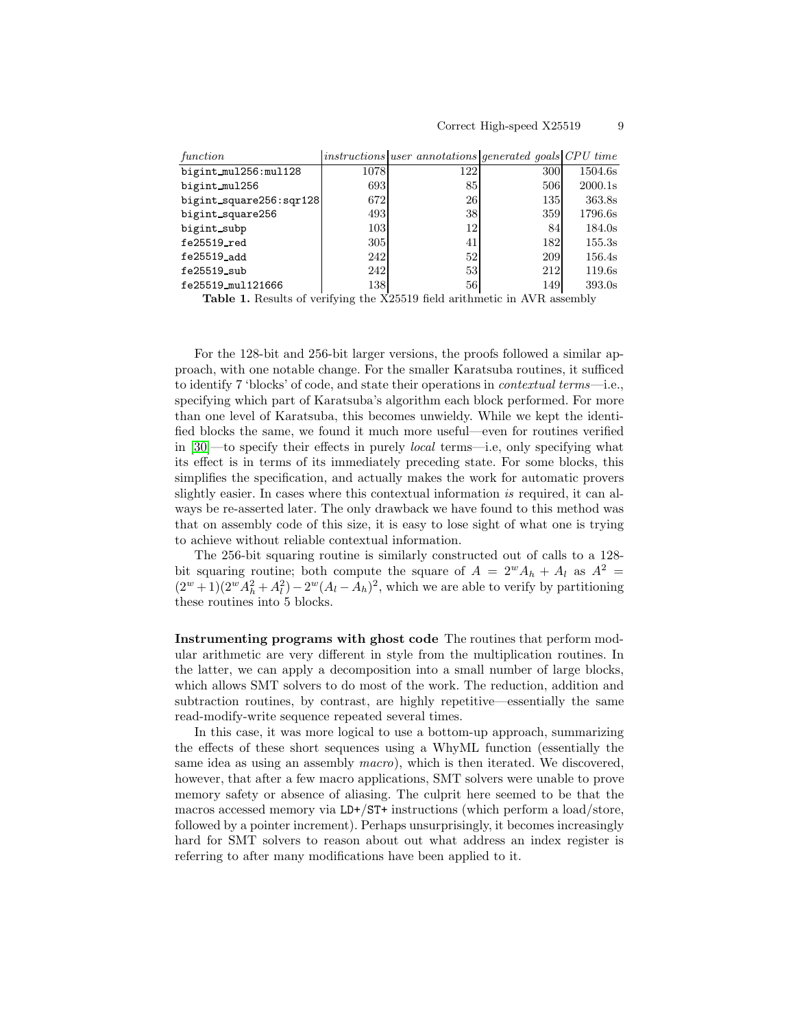| *function* | *instructions* | *user annotations* | *generated goals* | *CPU time* |
|---|---|---|---|---|
| `bigint_mul256:mul128` | 1078 | 122 | 300 | 1504.6s |
| `bigint_mul256` | 693 | 85 | 506 | 2000.1s |
| `bigint_square256:sqr128` | 672 | 26 | 135 | 363.8s |
| `bigint_square256` | 493 | 38 | 359 | 1796.6s |
| `bigint_subp` | 103 | 12 | 84 | 184.0s |
| `fe25519_red` | 305 | 41 | 182 | 155.3s |
| `fe25519_add` | 242 | 52 | 209 | 156.4s |
| `fe25519_sub` | 242 | 53 | 212 | 119.6s |
| `fe25519_mul121666` | 138 | 56 | 149 | 393.0s |

**Table 1.** Results of verifying the X25519 field arithmetic in AVR assembly

For the 128-bit and 256-bit larger versions, the proofs followed a similar approach, with one notable change. For the smaller Karatsuba routines, it sufficed to identify 7 'blocks' of code, and state their operations in *contextual terms*—i.e., specifying which part of Karatsuba's algorithm each block performed. For more than one level of Karatsuba, this becomes unwieldy. While we kept the identified blocks the same, we found it much more useful—even for routines verified in [30]—to specify their effects in purely *local* terms—i.e, only specifying what its effect is in terms of its immediately preceding state. For some blocks, this simplifies the specification, and actually makes the work for automatic provers slightly easier. In cases where this contextual information *is* required, it can always be re-asserted later. The only drawback we have found to this method was that on assembly code of this size, it is easy to lose sight of what one is trying to achieve without reliable contextual information.

The 256-bit squaring routine is similarly constructed out of calls to a 128-bit squaring routine; both compute the square of $A = 2^w A_h + A_l$ as $A^2 = (2^w + 1)(2^w A_h^2 + A_l^2) - 2^w (A_l - A_h)^2$, which we are able to verify by partitioning these routines into 5 blocks.

**Instrumenting programs with ghost code** The routines that perform modular arithmetic are very different in style from the multiplication routines. In the latter, we can apply a decomposition into a small number of large blocks, which allows SMT solvers to do most of the work. The reduction, addition and subtraction routines, by contrast, are highly repetitive—essentially the same read-modify-write sequence repeated several times.

In this case, it was more logical to use a bottom-up approach, summarizing the effects of these short sequences using a WhyML function (essentially the same idea as using an assembly *macro*), which is then iterated. We discovered, however, that after a few macro applications, SMT solvers were unable to prove memory safety or absence of aliasing. The culprit here seemed to be that the macros accessed memory via `LD+`/`ST+` instructions (which perform a load/store, followed by a pointer increment). Perhaps unsurprisingly, it becomes increasingly hard for SMT solvers to reason about out what address an index register is referring to after many modifications have been applied to it.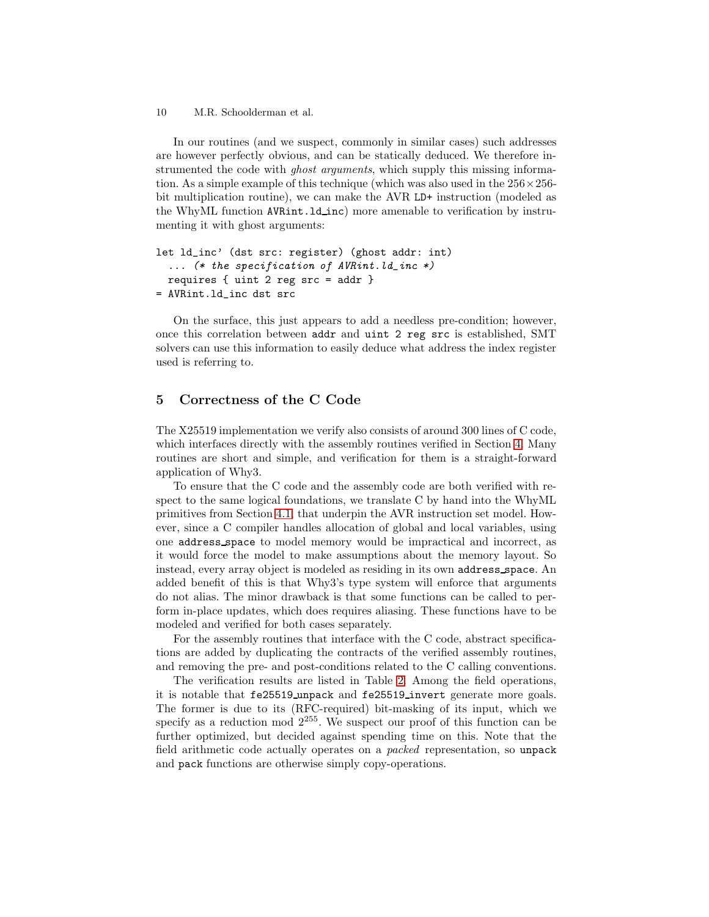In our routines (and we suspect, commonly in similar cases) such addresses are however perfectly obvious, and can be statically deduced. We therefore instrumented the code with *ghost arguments*, which supply this missing information. As a simple example of this technique (which was also used in the $256 \times 256$-bit multiplication routine), we can make the AVR `LD+` instruction (modeled as the WhyML function `AVRint.ld_inc`) more amenable to verification by instrumenting it with ghost arguments:

```
let ld_inc' (dst src: register) (ghost addr: int)
  ... (* the specification of AVRint.ld_inc *)
  requires { uint 2 reg src = addr }
= AVRint.ld_inc dst src
```

On the surface, this just appears to add a needless pre-condition; however, once this correlation between `addr` and `uint 2 reg src` is established, SMT solvers can use this information to easily deduce what address the index register used is referring to.

## 5 Correctness of the C Code

The X25519 implementation we verify also consists of around 300 lines of C code, which interfaces directly with the assembly routines verified in Section 4. Many routines are short and simple, and verification for them is a straight-forward application of Why3.

To ensure that the C code and the assembly code are both verified with respect to the same logical foundations, we translate C by hand into the WhyML primitives from Section 4.1 that underpin the AVR instruction set model. However, since a C compiler handles allocation of global and local variables, using one `address_space` to model memory would be impractical and incorrect, as it would force the model to make assumptions about the memory layout. So instead, every array object is modeled as residing in its own `address_space`. An added benefit of this is that Why3's type system will enforce that arguments do not alias. The minor drawback is that some functions can be called to perform in-place updates, which does requires aliasing. These functions have to be modeled and verified for both cases separately.

For the assembly routines that interface with the C code, abstract specifications are added by duplicating the contracts of the verified assembly routines, and removing the pre- and post-conditions related to the C calling conventions.

The verification results are listed in Table 2. Among the field operations, it is notable that `fe25519_unpack` and `fe25519_invert` generate more goals. The former is due to its (RFC-required) bit-masking of its input, which we specify as a reduction mod $2^{255}$. We suspect our proof of this function can be further optimized, but decided against spending time on this. Note that the field arithmetic code actually operates on a *packed* representation, so `unpack` and `pack` functions are otherwise simply copy-operations.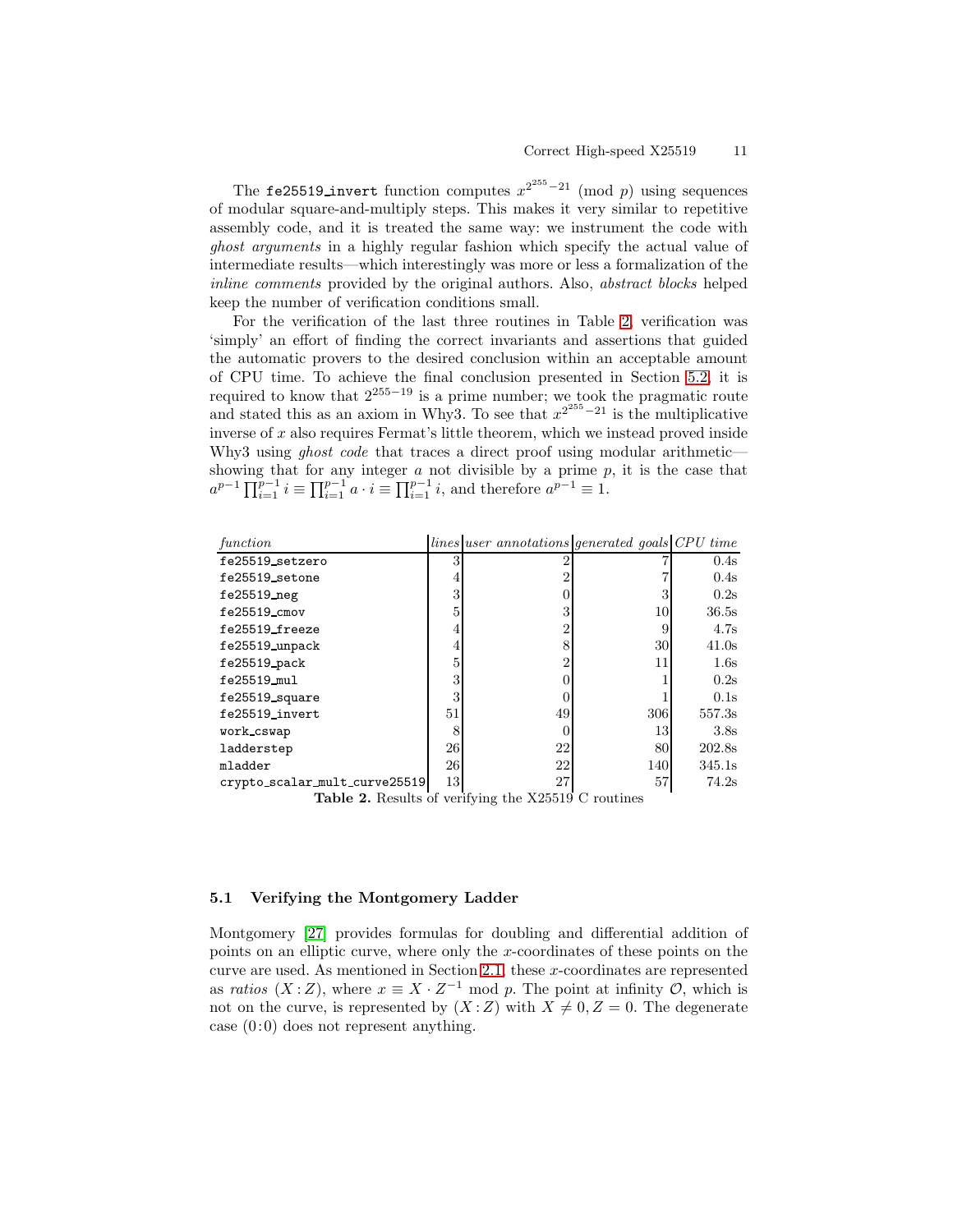The `fe25519_invert` function computes $x^{2^{255}-21} \pmod{p}$ using sequences of modular square-and-multiply steps. This makes it very similar to repetitive assembly code, and it is treated the same way: we instrument the code with *ghost arguments* in a highly regular fashion which specify the actual value of intermediate results—which interestingly was more or less a formalization of the *inline comments* provided by the original authors. Also, *abstract blocks* helped keep the number of verification conditions small.

For the verification of the last three routines in Table 2, verification was 'simply' an effort of finding the correct invariants and assertions that guided the automatic provers to the desired conclusion within an acceptable amount of CPU time. To achieve the final conclusion presented in Section 5.2, it is required to know that $2^{255-19}$ is a prime number; we took the pragmatic route and stated this as an axiom in Why3. To see that $x^{2^{255}-21}$ is the multiplicative inverse of $x$ also requires Fermat's little theorem, which we instead proved inside Why3 using *ghost code* that traces a direct proof using modular arithmetic—showing that for any integer $a$ not divisible by a prime $p$, it is the case that $a^{p-1} \prod_{i=1}^{p-1} i \equiv \prod_{i=1}^{p-1} a \cdot i \equiv \prod_{i=1}^{p-1} i$, and therefore $a^{p-1} \equiv 1$.

| *function* | *lines* | *user annotations* | *generated goals* | *CPU time* |
|---|---|---|---|---|
| `fe25519_setzero` | 3 | 2 | 7 | 0.4s |
| `fe25519_setone` | 4 | 2 | 7 | 0.4s |
| `fe25519_neg` | 3 | 0 | 3 | 0.2s |
| `fe25519_cmov` | 5 | 3 | 10 | 36.5s |
| `fe25519_freeze` | 4 | 2 | 9 | 4.7s |
| `fe25519_unpack` | 4 | 8 | 30 | 41.0s |
| `fe25519_pack` | 5 | 2 | 11 | 1.6s |
| `fe25519_mul` | 3 | 0 | 1 | 0.2s |
| `fe25519_square` | 3 | 0 | 1 | 0.1s |
| `fe25519_invert` | 51 | 49 | 306 | 557.3s |
| `work_cswap` | 8 | 0 | 13 | 3.8s |
| `ladderstep` | 26 | 22 | 80 | 202.8s |
| `mladder` | 26 | 22 | 140 | 345.1s |
| `crypto_scalar_mult_curve25519` | 13 | 27 | 57 | 74.2s |

**Table 2.** Results of verifying the X25519 C routines

### 5.1 Verifying the Montgomery Ladder

Montgomery [27] provides formulas for doubling and differential addition of points on an elliptic curve, where only the $x$-coordinates of these points on the curve are used. As mentioned in Section 2.1, these $x$-coordinates are represented as *ratios* $(X:Z)$, where $x \equiv X \cdot Z^{-1} \bmod p$. The point at infinity $\mathcal{O}$, which is not on the curve, is represented by $(X:Z)$ with $X \neq 0, Z = 0$. The degenerate case $(0:0)$ does not represent anything.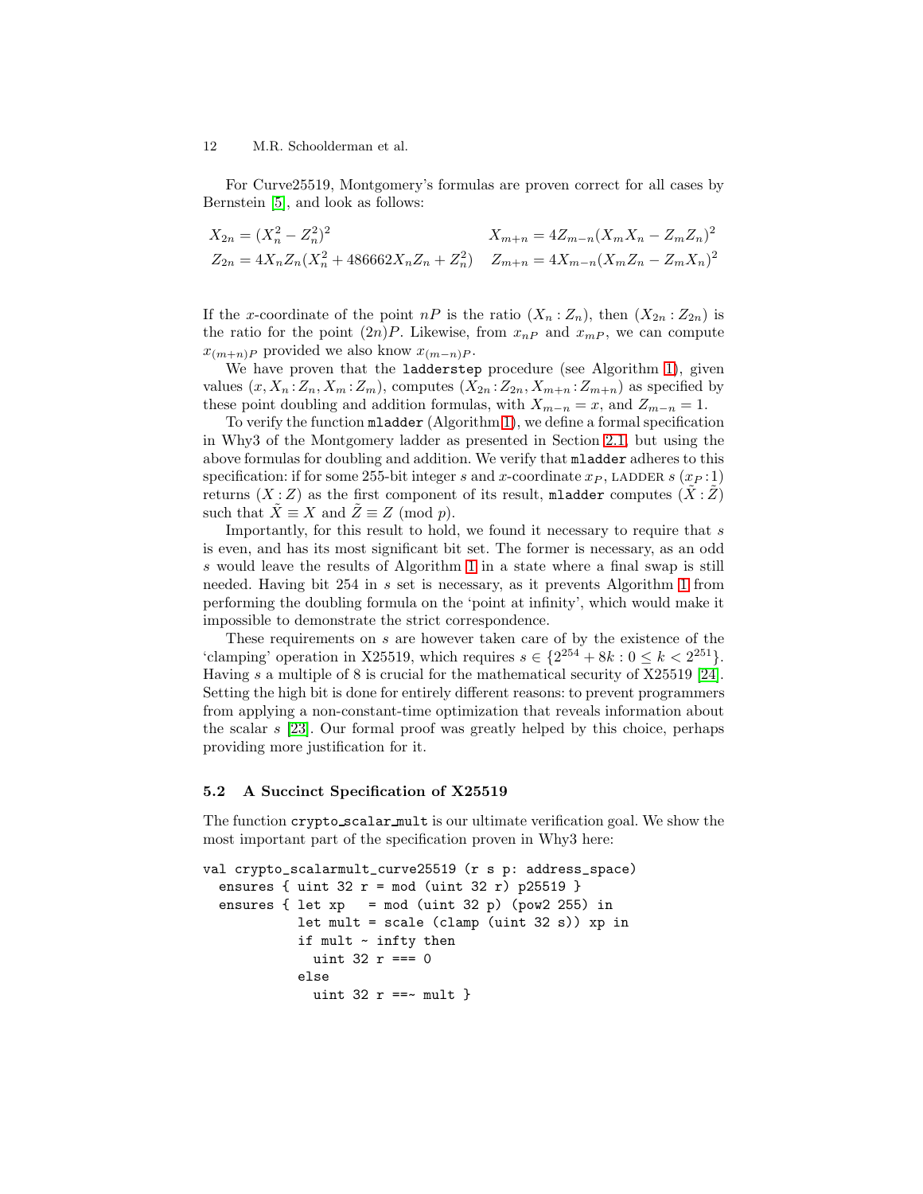For Curve25519, Montgomery's formulas are proven correct for all cases by Bernstein [5], and look as follows:

$$X_{2n} = (X_n^2 - Z_n^2)^2 \qquad X_{m+n} = 4Z_{m-n}(X_m X_n - Z_m Z_n)^2$$
$$Z_{2n} = 4X_n Z_n(X_n^2 + 486662 X_n Z_n + Z_n^2) \qquad Z_{m+n} = 4X_{m-n}(X_m Z_n - Z_m X_n)^2$$

If the $x$-coordinate of the point $nP$ is the ratio $(X_n : Z_n)$, then $(X_{2n} : Z_{2n})$ is the ratio for the point $(2n)P$. Likewise, from $x_{nP}$ and $x_{mP}$, we can compute $x_{(m+n)P}$ provided we also know $x_{(m-n)P}$.

We have proven that the `ladderstep` procedure (see Algorithm 1), given values $(x, X_n : Z_n, X_m : Z_m)$, computes $(X_{2n} : Z_{2n}, X_{m+n} : Z_{m+n})$ as specified by these point doubling and addition formulas, with $X_{m-n} = x$, and $Z_{m-n} = 1$.

To verify the function `mladder` (Algorithm 1), we define a formal specification in Why3 of the Montgomery ladder as presented in Section 2.1, but using the above formulas for doubling and addition. We verify that `mladder` adheres to this specification: if for some 255-bit integer $s$ and $x$-coordinate $x_P$, LADDER $s$ $(x_P : 1)$ returns $(X : Z)$ as the first component of its result, `mladder` computes $(\tilde{X} : \tilde{Z})$ such that $\tilde{X} \equiv X$ and $\tilde{Z} \equiv Z \pmod{p}$.

Importantly, for this result to hold, we found it necessary to require that $s$ is even, and has its most significant bit set. The former is necessary, as an odd $s$ would leave the results of Algorithm 1 in a state where a final swap is still needed. Having bit 254 in $s$ set is necessary, as it prevents Algorithm 1 from performing the doubling formula on the 'point at infinity', which would make it impossible to demonstrate the strict correspondence.

These requirements on $s$ are however taken care of by the existence of the 'clamping' operation in X25519, which requires $s \in \{2^{254} + 8k : 0 \leq k < 2^{251}\}$. Having $s$ a multiple of 8 is crucial for the mathematical security of X25519 [24]. Setting the high bit is done for entirely different reasons: to prevent programmers from applying a non-constant-time optimization that reveals information about the scalar $s$ [23]. Our formal proof was greatly helped by this choice, perhaps providing more justification for it.

### 5.2 A Succinct Specification of X25519

The function `crypto_scalar_mult` is our ultimate verification goal. We show the most important part of the specification proven in Why3 here:

```
val crypto_scalarmult_curve25519 (r s p: address_space)
  ensures { uint 32 r = mod (uint 32 r) p25519 }
  ensures { let xp   = mod (uint 32 p) (pow2 255) in
            let mult = scale (clamp (uint 32 s)) xp in
            if mult ~ infty then
              uint 32 r === 0
            else
              uint 32 r ==~ mult }
```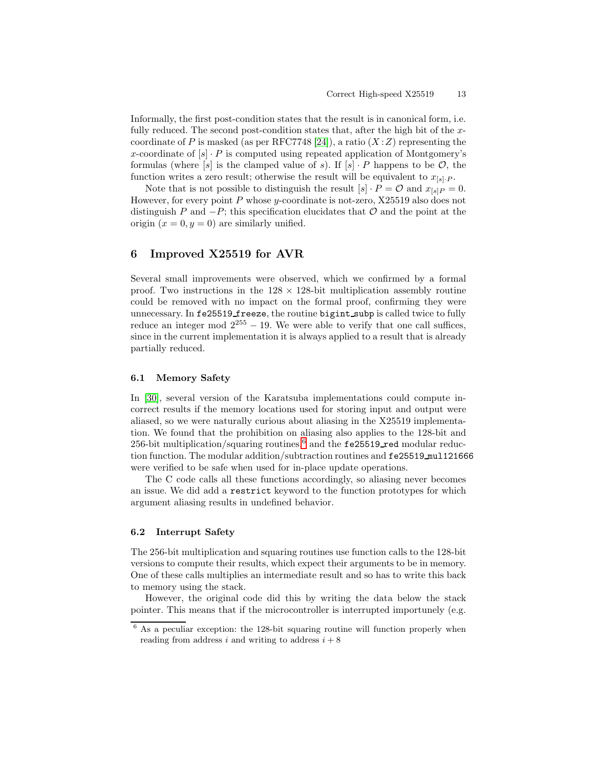Informally, the first post-condition states that the result is in canonical form, i.e. fully reduced. The second post-condition states that, after the high bit of the $x$-coordinate of $P$ is masked (as per RFC7748 [24]), a ratio $(X:Z)$ representing the $x$-coordinate of $[s] \cdot P$ is computed using repeated application of Montgomery's formulas (where $[s]$ is the clamped value of $s$). If $[s] \cdot P$ happens to be $\mathcal{O}$, the function writes a zero result; otherwise the result will be equivalent to $x_{[s] \cdot P}$.

Note that is not possible to distinguish the result $[s] \cdot P = \mathcal{O}$ and $x_{[s]P} = 0$. However, for every point $P$ whose $y$-coordinate is not-zero, X25519 also does not distinguish $P$ and $-P$; this specification elucidates that $\mathcal{O}$ and the point at the origin $(x = 0, y = 0)$ are similarly unified.

## 6 Improved X25519 for AVR

Several small improvements were observed, which we confirmed by a formal proof. Two instructions in the $128 \times 128$-bit multiplication assembly routine could be removed with no impact on the formal proof, confirming they were unnecessary. In `fe25519_freeze`, the routine `bigint_subp` is called twice to fully reduce an integer mod $2^{255} - 19$. We were able to verify that one call suffices, since in the current implementation it is always applied to a result that is already partially reduced.

### 6.1 Memory Safety

In [30], several version of the Karatsuba implementations could compute incorrect results if the memory locations used for storing input and output were aliased, so we were naturally curious about aliasing in the X25519 implementation. We found that the prohibition on aliasing also applies to the 128-bit and 256-bit multiplication/squaring routines[6] and the `fe25519_red` modular reduction function. The modular addition/subtraction routines and `fe25519_mul121666` were verified to be safe when used for in-place update operations.

The C code calls all these functions accordingly, so aliasing never becomes an issue. We did add a `restrict` keyword to the function prototypes for which argument aliasing results in undefined behavior.

### 6.2 Interrupt Safety

The 256-bit multiplication and squaring routines use function calls to the 128-bit versions to compute their results, which expect their arguments to be in memory. One of these calls multiplies an intermediate result and so has to write this back to memory using the stack.

However, the original code did this by writing the data below the stack pointer. This means that if the microcontroller is interrupted importunely (e.g.

[6] As a peculiar exception: the 128-bit squaring routine will function properly when reading from address $i$ and writing to address $i + 8$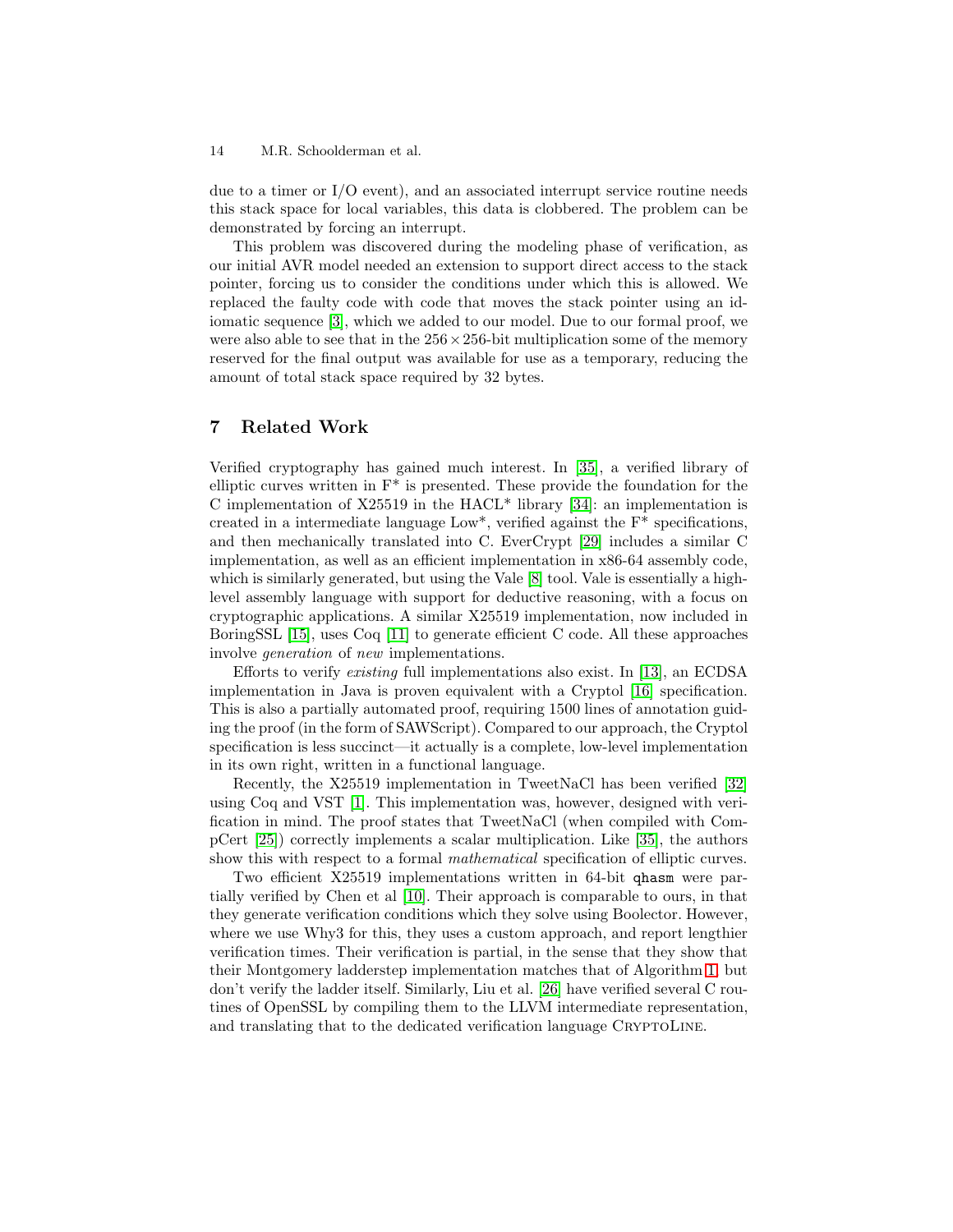due to a timer or I/O event), and an associated interrupt service routine needs this stack space for local variables, this data is clobbered. The problem can be demonstrated by forcing an interrupt.

This problem was discovered during the modeling phase of verification, as our initial AVR model needed an extension to support direct access to the stack pointer, forcing us to consider the conditions under which this is allowed. We replaced the faulty code with code that moves the stack pointer using an idiomatic sequence [3], which we added to our model. Due to our formal proof, we were also able to see that in the $256 \times 256$-bit multiplication some of the memory reserved for the final output was available for use as a temporary, reducing the amount of total stack space required by 32 bytes.

## 7 Related Work

Verified cryptography has gained much interest. In [35], a verified library of elliptic curves written in F* is presented. These provide the foundation for the C implementation of X25519 in the HACL* library [34]: an implementation is created in a intermediate language Low*, verified against the F* specifications, and then mechanically translated into C. EverCrypt [29] includes a similar C implementation, as well as an efficient implementation in x86-64 assembly code, which is similarly generated, but using the Vale [8] tool. Vale is essentially a high-level assembly language with support for deductive reasoning, with a focus on cryptographic applications. A similar X25519 implementation, now included in BoringSSL [15], uses Coq [11] to generate efficient C code. All these approaches involve *generation* of *new* implementations.

Efforts to verify *existing* full implementations also exist. In [13], an ECDSA implementation in Java is proven equivalent with a Cryptol [16] specification. This is also a partially automated proof, requiring 1500 lines of annotation guiding the proof (in the form of SAWScript). Compared to our approach, the Cryptol specification is less succinct—it actually is a complete, low-level implementation in its own right, written in a functional language.

Recently, the X25519 implementation in TweetNaCl has been verified [32] using Coq and VST [1]. This implementation was, however, designed with verification in mind. The proof states that TweetNaCl (when compiled with CompCert [25]) correctly implements a scalar multiplication. Like [35], the authors show this with respect to a formal *mathematical* specification of elliptic curves.

Two efficient X25519 implementations written in 64-bit `qhasm` were partially verified by Chen et al [10]. Their approach is comparable to ours, in that they generate verification conditions which they solve using Boolector. However, where we use Why3 for this, they uses a custom approach, and report lengthier verification times. Their verification is partial, in the sense that they show that their Montgomery ladderstep implementation matches that of Algorithm 1, but don't verify the ladder itself. Similarly, Liu et al. [26] have verified several C routines of OpenSSL by compiling them to the LLVM intermediate representation, and translating that to the dedicated verification language CryptoLine.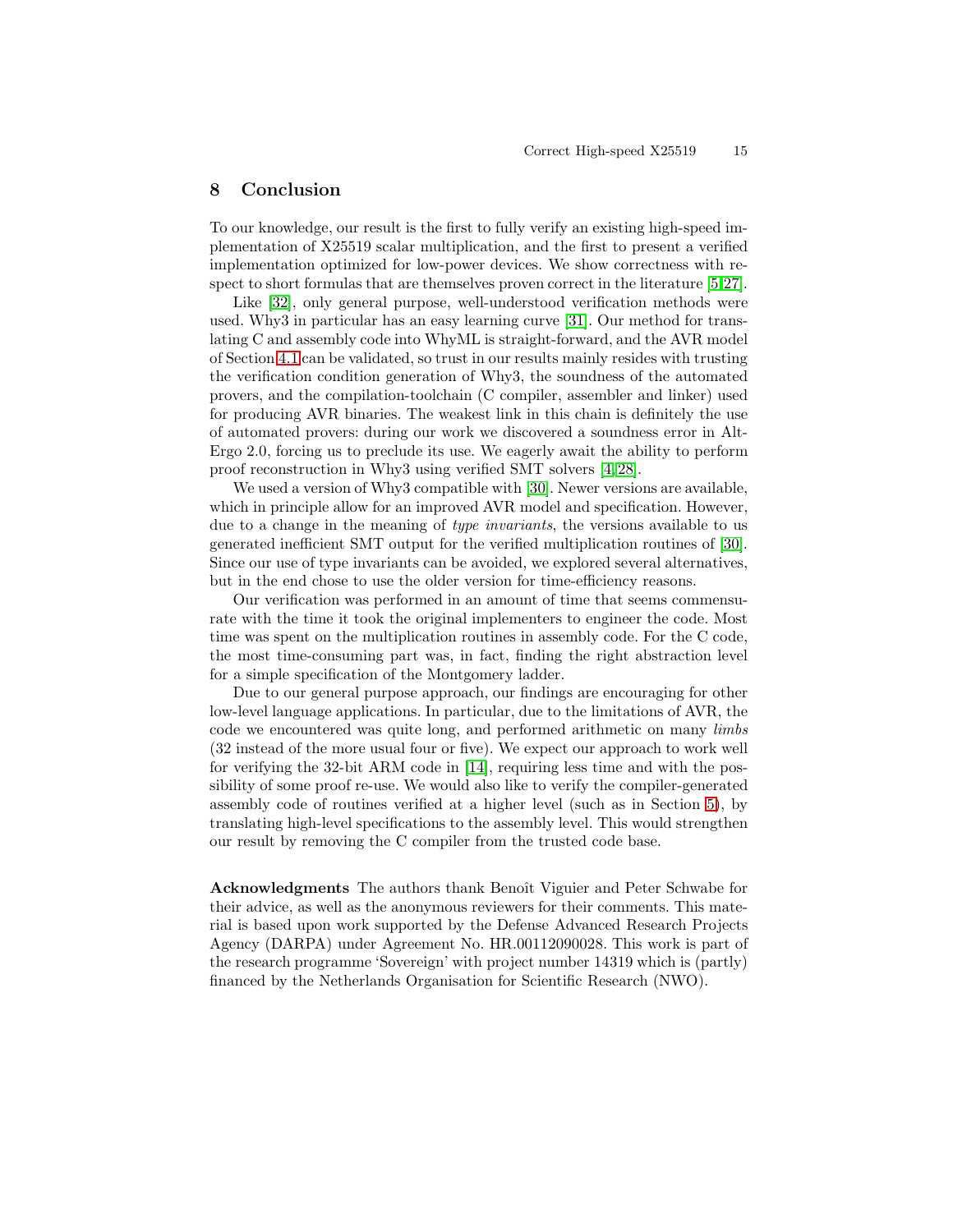## 8 Conclusion

To our knowledge, our result is the first to fully verify an existing high-speed implementation of X25519 scalar multiplication, and the first to present a verified implementation optimized for low-power devices. We show correctness with respect to short formulas that are themselves proven correct in the literature [5,27].

Like [32], only general purpose, well-understood verification methods were used. Why3 in particular has an easy learning curve [31]. Our method for translating C and assembly code into WhyML is straight-forward, and the AVR model of Section 4.1 can be validated, so trust in our results mainly resides with trusting the verification condition generation of Why3, the soundness of the automated provers, and the compilation-toolchain (C compiler, assembler and linker) used for producing AVR binaries. The weakest link in this chain is definitely the use of automated provers: during our work we discovered a soundness error in Alt-Ergo 2.0, forcing us to preclude its use. We eagerly await the ability to perform proof reconstruction in Why3 using verified SMT solvers [4,28].

We used a version of Why3 compatible with [30]. Newer versions are available, which in principle allow for an improved AVR model and specification. However, due to a change in the meaning of *type invariants*, the versions available to us generated inefficient SMT output for the verified multiplication routines of [30]. Since our use of type invariants can be avoided, we explored several alternatives, but in the end chose to use the older version for time-efficiency reasons.

Our verification was performed in an amount of time that seems commensurate with the time it took the original implementers to engineer the code. Most time was spent on the multiplication routines in assembly code. For the C code, the most time-consuming part was, in fact, finding the right abstraction level for a simple specification of the Montgomery ladder.

Due to our general purpose approach, our findings are encouraging for other low-level language applications. In particular, due to the limitations of AVR, the code we encountered was quite long, and performed arithmetic on many *limbs* (32 instead of the more usual four or five). We expect our approach to work well for verifying the 32-bit ARM code in [14], requiring less time and with the possibility of some proof re-use. We would also like to verify the compiler-generated assembly code of routines verified at a higher level (such as in Section 5), by translating high-level specifications to the assembly level. This would strengthen our result by removing the C compiler from the trusted code base.

**Acknowledgments** The authors thank Benoît Viguier and Peter Schwabe for their advice, as well as the anonymous reviewers for their comments. This material is based upon work supported by the Defense Advanced Research Projects Agency (DARPA) under Agreement No. HR.00112090028. This work is part of the research programme 'Sovereign' with project number 14319 which is (partly) financed by the Netherlands Organisation for Scientific Research (NWO).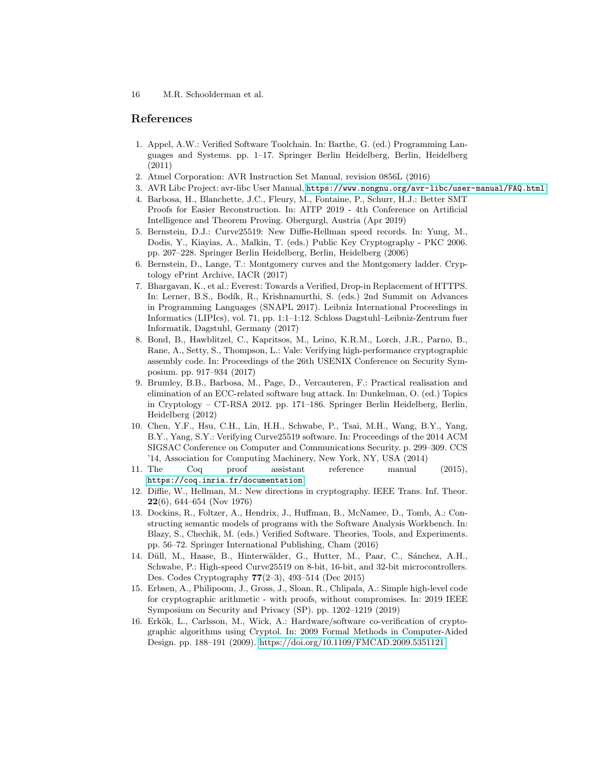## References

1. Appel, A.W.: Verified Software Toolchain. In: Barthe, G. (ed.) Programming Languages and Systems. pp. 1–17. Springer Berlin Heidelberg, Berlin, Heidelberg (2011)
2. Atmel Corporation: AVR Instruction Set Manual, revision 0856L (2016)
3. AVR Libc Project: avr-libc User Manual, https://www.nongnu.org/avr-libc/user-manual/FAQ.html
4. Barbosa, H., Blanchette, J.C., Fleury, M., Fontaine, P., Schurr, H.J.: Better SMT Proofs for Easier Reconstruction. In: AITP 2019 - 4th Conference on Artificial Intelligence and Theorem Proving. Obergurgl, Austria (Apr 2019)
5. Bernstein, D.J.: Curve25519: New Diffie-Hellman speed records. In: Yung, M., Dodis, Y., Kiayias, A., Malkin, T. (eds.) Public Key Cryptography - PKC 2006. pp. 207–228. Springer Berlin Heidelberg, Berlin, Heidelberg (2006)
6. Bernstein, D., Lange, T.: Montgomery curves and the Montgomery ladder. Cryptology ePrint Archive, IACR (2017)
7. Bhargavan, K., et al.: Everest: Towards a Verified, Drop-in Replacement of HTTPS. In: Lerner, B.S., Bodík, R., Krishnamurthi, S. (eds.) 2nd Summit on Advances in Programming Languages (SNAPL 2017). Leibniz International Proceedings in Informatics (LIPIcs), vol. 71, pp. 1:1–1:12. Schloss Dagstuhl–Leibniz-Zentrum fuer Informatik, Dagstuhl, Germany (2017)
8. Bond, B., Hawblitzel, C., Kapritsos, M., Leino, K.R.M., Lorch, J.R., Parno, B., Rane, A., Setty, S., Thompson, L.: Vale: Verifying high-performance cryptographic assembly code. In: Proceedings of the 26th USENIX Conference on Security Symposium. pp. 917–934 (2017)
9. Brumley, B.B., Barbosa, M., Page, D., Vercauteren, F.: Practical realisation and elimination of an ECC-related software bug attack. In: Dunkelman, O. (ed.) Topics in Cryptology – CT-RSA 2012. pp. 171–186. Springer Berlin Heidelberg, Berlin, Heidelberg (2012)
10. Chen, Y.F., Hsu, C.H., Lin, H.H., Schwabe, P., Tsai, M.H., Wang, B.Y., Yang, B.Y., Yang, S.Y.: Verifying Curve25519 software. In: Proceedings of the 2014 ACM SIGSAC Conference on Computer and Communications Security. p. 299–309. CCS '14, Association for Computing Machinery, New York, NY, USA (2014)
11. The Coq proof assistant reference manual (2015), https://coq.inria.fr/documentation
12. Diffie, W., Hellman, M.: New directions in cryptography. IEEE Trans. Inf. Theor. **22**(6), 644–654 (Nov 1976)
13. Dockins, R., Foltzer, A., Hendrix, J., Huffman, B., McNamee, D., Tomb, A.: Constructing semantic models of programs with the Software Analysis Workbench. In: Blazy, S., Chechik, M. (eds.) Verified Software. Theories, Tools, and Experiments. pp. 56–72. Springer International Publishing, Cham (2016)
14. Düll, M., Haase, B., Hinterwälder, G., Hutter, M., Paar, C., Sánchez, A.H., Schwabe, P.: High-speed Curve25519 on 8-bit, 16-bit, and 32-bit microcontrollers. Des. Codes Cryptography **77**(2–3), 493–514 (Dec 2015)
15. Erbsen, A., Philipoom, J., Gross, J., Sloan, R., Chlipala, A.: Simple high-level code for cryptographic arithmetic - with proofs, without compromises. In: 2019 IEEE Symposium on Security and Privacy (SP). pp. 1202–1219 (2019)
16. Erkök, L., Carlsson, M., Wick, A.: Hardware/software co-verification of cryptographic algorithms using Cryptol. In: 2009 Formal Methods in Computer-Aided Design. pp. 188–191 (2009). https://doi.org/10.1109/FMCAD.2009.5351121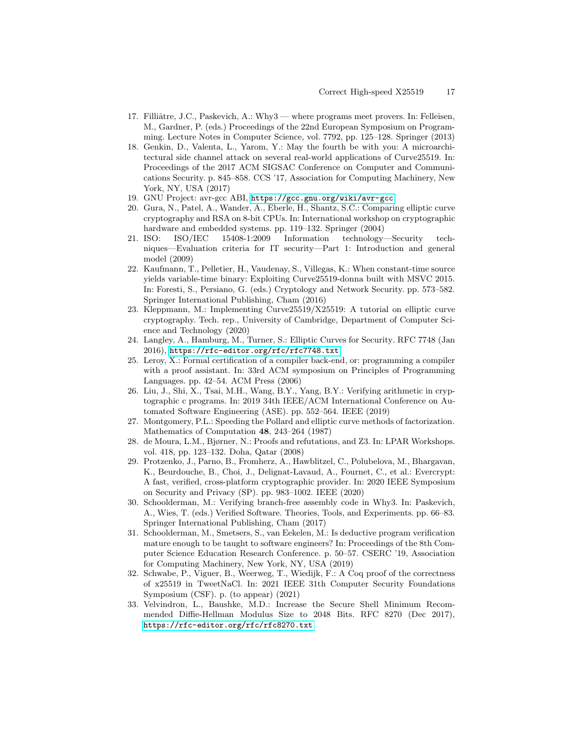17. Filliâtre, J.C., Paskevich, A.: Why3 — where programs meet provers. In: Felleisen, M., Gardner, P. (eds.) Proceedings of the 22nd European Symposium on Programming. Lecture Notes in Computer Science, vol. 7792, pp. 125–128. Springer (2013)
18. Genkin, D., Valenta, L., Yarom, Y.: May the fourth be with you: A microarchitectural side channel attack on several real-world applications of Curve25519. In: Proceedings of the 2017 ACM SIGSAC Conference on Computer and Communications Security. p. 845–858. CCS '17, Association for Computing Machinery, New York, NY, USA (2017)
19. GNU Project: avr-gcc ABI, https://gcc.gnu.org/wiki/avr-gcc
20. Gura, N., Patel, A., Wander, A., Eberle, H., Shantz, S.C.: Comparing elliptic curve cryptography and RSA on 8-bit CPUs. In: International workshop on cryptographic hardware and embedded systems. pp. 119–132. Springer (2004)
21. ISO: ISO/IEC 15408-1:2009 Information technology—Security techniques—Evaluation criteria for IT security—Part 1: Introduction and general model (2009)
22. Kaufmann, T., Pelletier, H., Vaudenay, S., Villegas, K.: When constant-time source yields variable-time binary: Exploiting Curve25519-donna built with MSVC 2015. In: Foresti, S., Persiano, G. (eds.) Cryptology and Network Security. pp. 573–582. Springer International Publishing, Cham (2016)
23. Kleppmann, M.: Implementing Curve25519/X25519: A tutorial on elliptic curve cryptography. Tech. rep., University of Cambridge, Department of Computer Science and Technology (2020)
24. Langley, A., Hamburg, M., Turner, S.: Elliptic Curves for Security. RFC 7748 (Jan 2016), https://rfc-editor.org/rfc/rfc7748.txt
25. Leroy, X.: Formal certification of a compiler back-end, or: programming a compiler with a proof assistant. In: 33rd ACM symposium on Principles of Programming Languages. pp. 42–54. ACM Press (2006)
26. Liu, J., Shi, X., Tsai, M.H., Wang, B.Y., Yang, B.Y.: Verifying arithmetic in cryptographic c programs. In: 2019 34th IEEE/ACM International Conference on Automated Software Engineering (ASE). pp. 552–564. IEEE (2019)
27. Montgomery, P.L.: Speeding the Pollard and elliptic curve methods of factorization. Mathematics of Computation **48**, 243–264 (1987)
28. de Moura, L.M., Bjørner, N.: Proofs and refutations, and Z3. In: LPAR Workshops. vol. 418, pp. 123–132. Doha, Qatar (2008)
29. Protzenko, J., Parno, B., Fromherz, A., Hawblitzel, C., Polubelova, M., Bhargavan, K., Beurdouche, B., Choi, J., Delignat-Lavaud, A., Fournet, C., et al.: Evercrypt: A fast, verified, cross-platform cryptographic provider. In: 2020 IEEE Symposium on Security and Privacy (SP). pp. 983–1002. IEEE (2020)
30. Schoolderman, M.: Verifying branch-free assembly code in Why3. In: Paskevich, A., Wies, T. (eds.) Verified Software. Theories, Tools, and Experiments. pp. 66–83. Springer International Publishing, Cham (2017)
31. Schoolderman, M., Smetsers, S., van Eekelen, M.: Is deductive program verification mature enough to be taught to software engineers? In: Proceedings of the 8th Computer Science Education Research Conference. p. 50–57. CSERC '19, Association for Computing Machinery, New York, NY, USA (2019)
32. Schwabe, P., Viguer, B., Weerweg, T., Wiedijk, F.: A Coq proof of the correctness of x25519 in TweetNaCl. In: 2021 IEEE 31th Computer Security Foundations Symposium (CSF). p. (to appear) (2021)
33. Velvindron, L., Baushke, M.D.: Increase the Secure Shell Minimum Recommended Diffie-Hellman Modulus Size to 2048 Bits. RFC 8270 (Dec 2017), https://rfc-editor.org/rfc/rfc8270.txt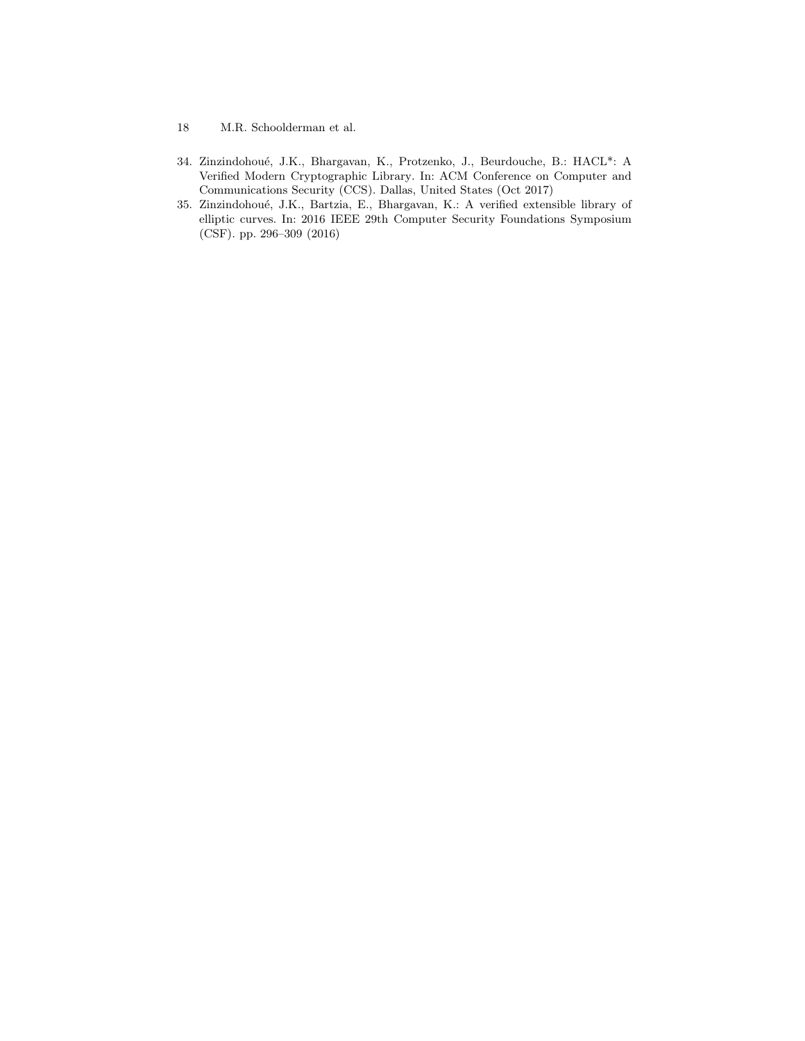34. Zinzindohoué, J.K., Bhargavan, K., Protzenko, J., Beurdouche, B.: HACL*: A Verified Modern Cryptographic Library. In: ACM Conference on Computer and Communications Security (CCS). Dallas, United States (Oct 2017)
35. Zinzindohoué, J.K., Bartzia, E., Bhargavan, K.: A verified extensible library of elliptic curves. In: 2016 IEEE 29th Computer Security Foundations Symposium (CSF). pp. 296–309 (2016)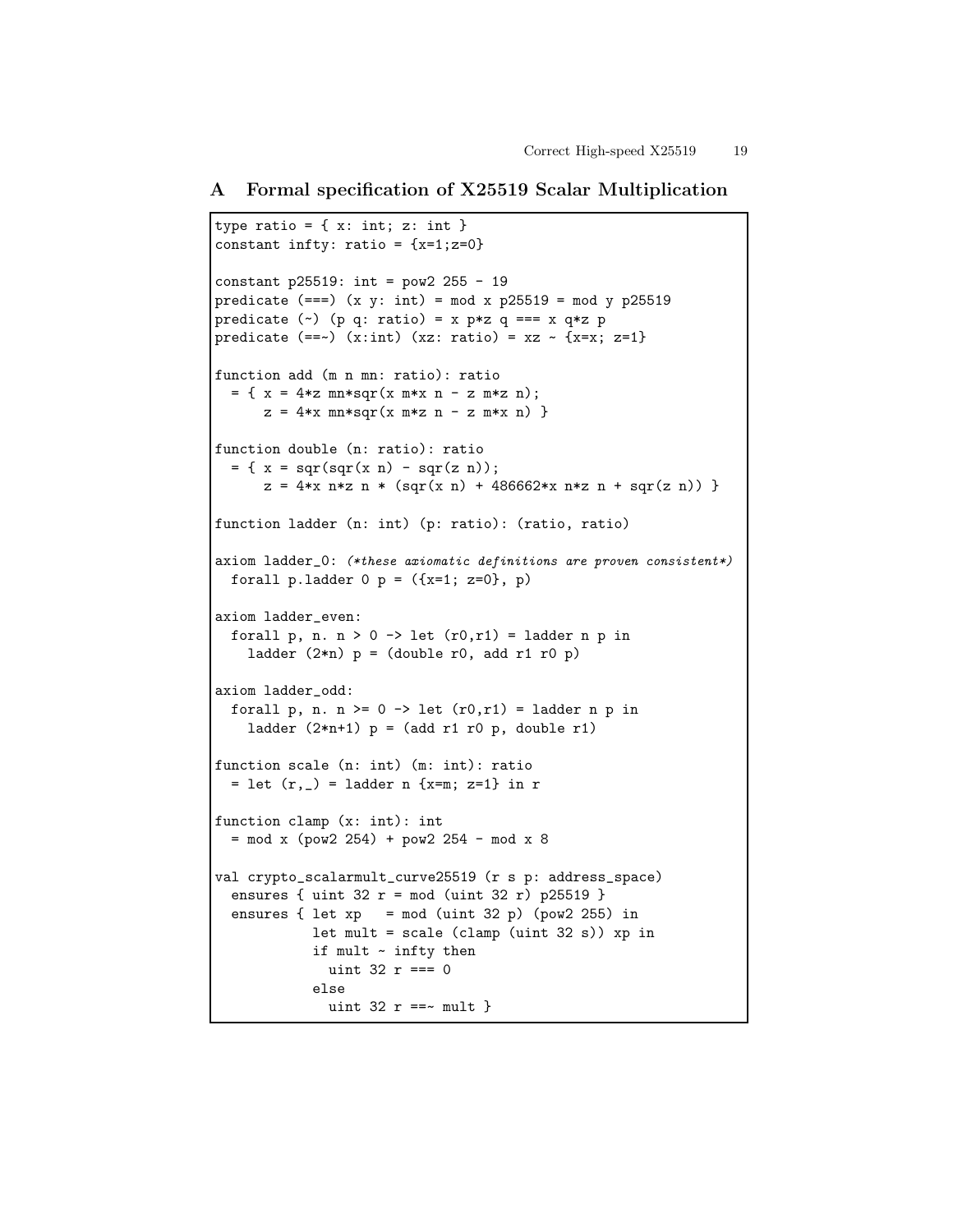## A Formal specification of X25519 Scalar Multiplication

```
type ratio = { x: int; z: int }
constant infty: ratio = {x=1;z=0}

constant p25519: int = pow2 255 - 19
predicate (===) (x y: int) = mod x p25519 = mod y p25519
predicate (~) (p q: ratio) = x p*z q === x q*z p
predicate (==~) (x:int) (xz: ratio) = xz ~ {x=x; z=1}

function add (m n mn: ratio): ratio
  = { x = 4*z mn*sqr(x m*x n - z m*z n);
      z = 4*x mn*sqr(x m*z n - z m*x n) }

function double (n: ratio): ratio
  = { x = sqr(sqr(x n) - sqr(z n));
      z = 4*x n*z n * (sqr(x n) + 486662*x n*z n + sqr(z n)) }

function ladder (n: int) (p: ratio): (ratio, ratio)

axiom ladder_0: (*these axiomatic definitions are proven consistent*)
  forall p.ladder 0 p = ({x=1; z=0}, p)

axiom ladder_even:
  forall p, n. n > 0 -> let (r0,r1) = ladder n p in
    ladder (2*n) p = (double r0, add r1 r0 p)

axiom ladder_odd:
  forall p, n. n >= 0 -> let (r0,r1) = ladder n p in
    ladder (2*n+1) p = (add r1 r0 p, double r1)

function scale (n: int) (m: int): ratio
  = let (r,_) = ladder n {x=m; z=1} in r

function clamp (x: int): int
  = mod x (pow2 254) + pow2 254 - mod x 8

val crypto_scalarmult_curve25519 (r s p: address_space)
  ensures { uint 32 r = mod (uint 32 r) p25519 }
  ensures { let xp   = mod (uint 32 p) (pow2 255) in
            let mult = scale (clamp (uint 32 s)) xp in
            if mult ~ infty then
              uint 32 r === 0
            else
              uint 32 r ==~ mult }
```